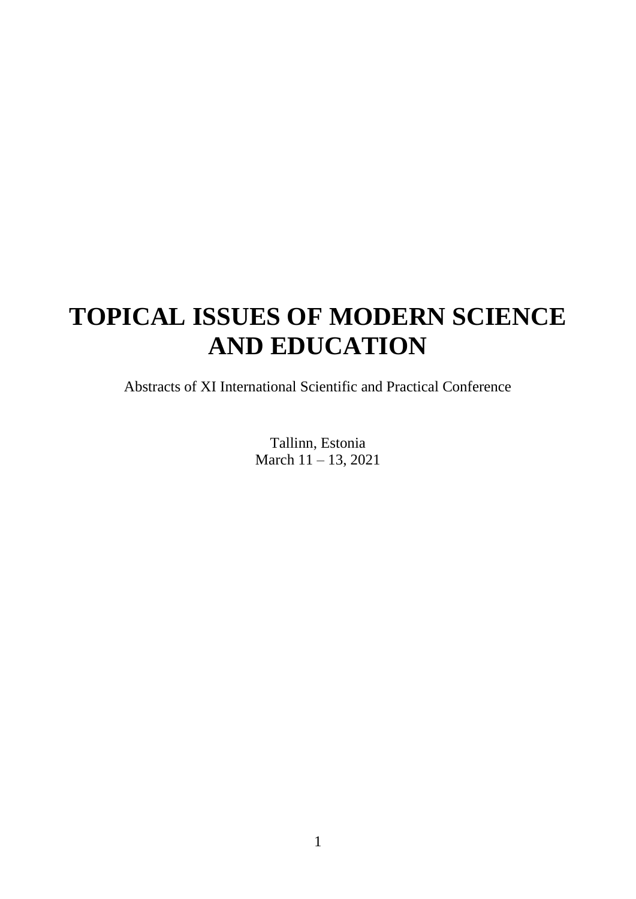# TOPICAL ISSUES OF MODERN SCIENCE AND EDUCATION

Abstracts of XI International Scientific and Practical Conference

Tallinn, Estonia
March 11 – 13, 2021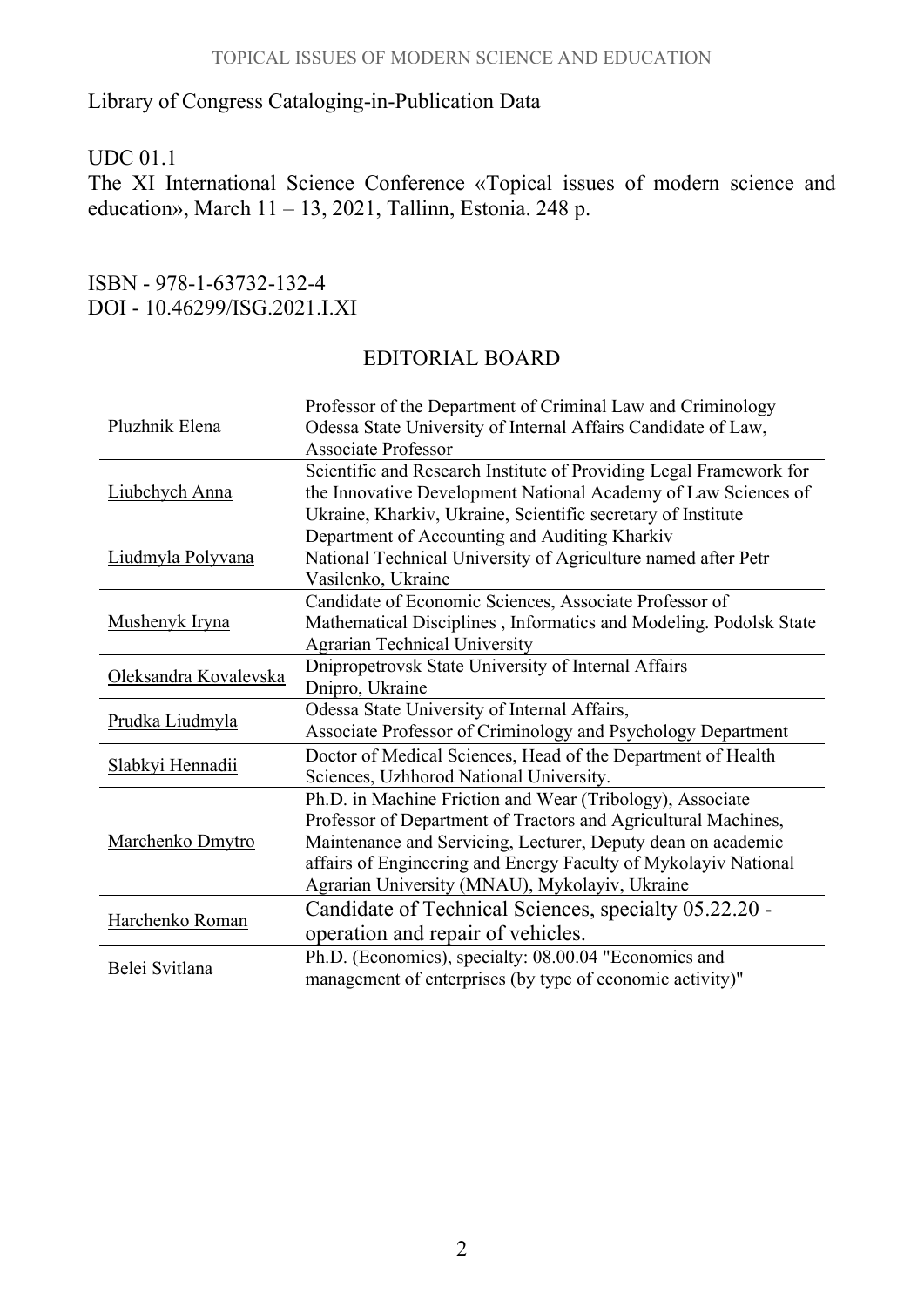Library of Congress Cataloging-in-Publication Data

UDC 01.1

The XI International Science Conference «Topical issues of modern science and education», March 11 – 13, 2021, Tallinn, Estonia. 248 p.

ISBN - 978-1-63732-132-4

DOI - 10.46299/ISG.2021.I.XI

## EDITORIAL BOARD

| | |
|---|---|
| Pluzhnik Elena | Professor of the Department of Criminal Law and Criminology Odessa State University of Internal Affairs Candidate of Law, Associate Professor |
| Liubchych Anna | Scientific and Research Institute of Providing Legal Framework for the Innovative Development National Academy of Law Sciences of Ukraine, Kharkiv, Ukraine, Scientific secretary of Institute |
| Liudmyla Polyvana | Department of Accounting and Auditing Kharkiv National Technical University of Agriculture named after Petr Vasilenko, Ukraine |
| Mushenyk Iryna | Candidate of Economic Sciences, Associate Professor of Mathematical Disciplines , Informatics and Modeling. Podolsk State Agrarian Technical University |
| Oleksandra Kovalevska | Dnipropetrovsk State University of Internal Affairs Dnipro, Ukraine |
| Prudka Liudmyla | Odessa State University of Internal Affairs, Associate Professor of Criminology and Psychology Department |
| Slabkyi Hennadii | Doctor of Medical Sciences, Head of the Department of Health Sciences, Uzhhorod National University. |
| Marchenko Dmytro | Ph.D. in Machine Friction and Wear (Tribology), Associate Professor of Department of Tractors and Agricultural Machines, Maintenance and Servicing, Lecturer, Deputy dean on academic affairs of Engineering and Energy Faculty of Mykolayiv National Agrarian University (MNAU), Mykolayiv, Ukraine |
| Harchenko Roman | Candidate of Technical Sciences, specialty 05.22.20 - operation and repair of vehicles. |
| Belei Svitlana | Ph.D. (Economics), specialty: 08.00.04 "Economics and management of enterprises (by type of economic activity)" |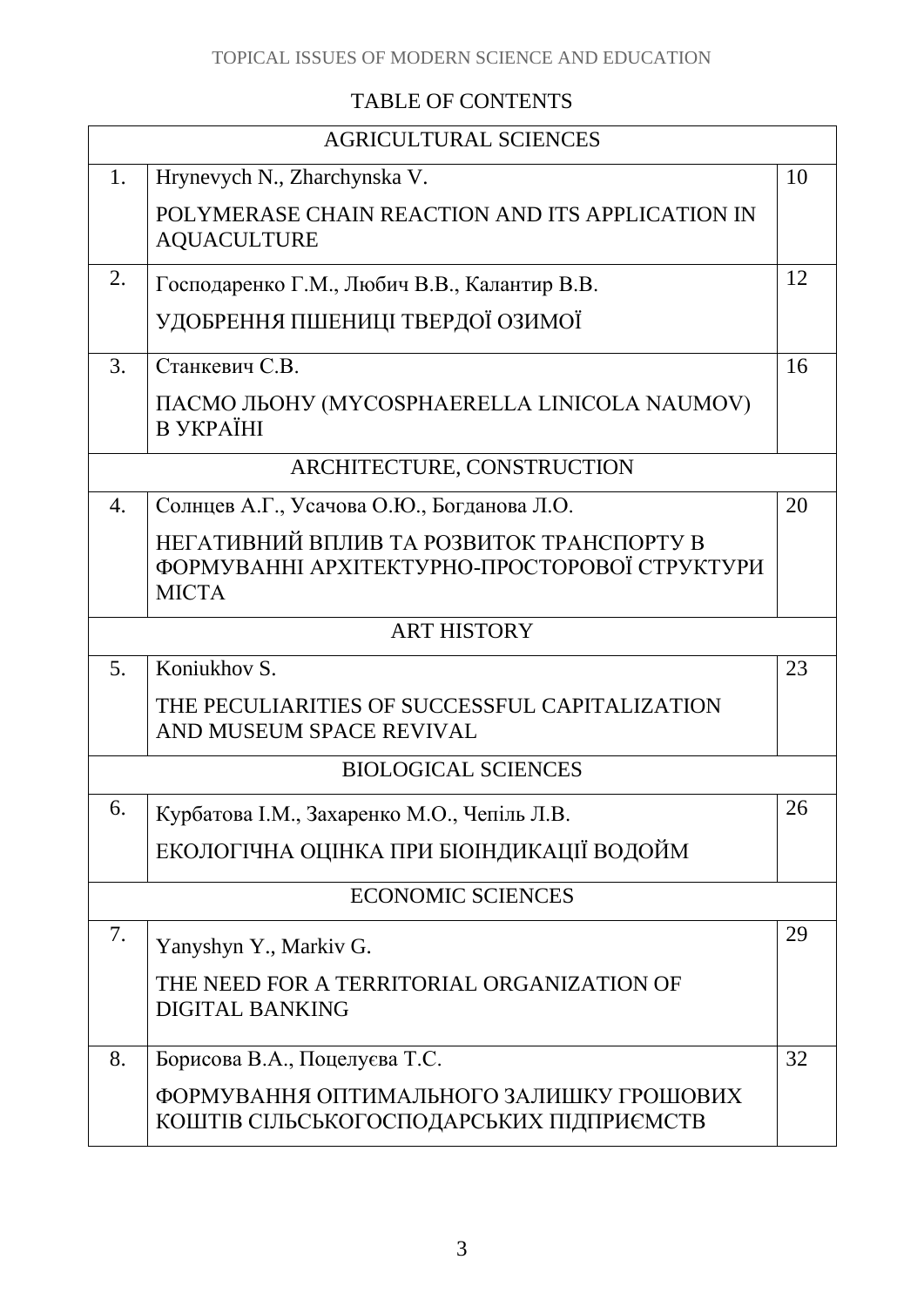# TABLE OF CONTENTS

| | | |
|---|---|---|
| **AGRICULTURAL SCIENCES** | | |
| 1. | Hrynevych N., Zharchynska V.<br>POLYMERASE CHAIN REACTION AND ITS APPLICATION IN AQUACULTURE | 10 |
| 2. | Господаренко Г.М., Любич В.В., Калантир В.В.<br>УДОБРЕННЯ ПШЕНИЦІ ТВЕРДОЇ ОЗИМОЇ | 12 |
| 3. | Станкевич С.В.<br>ПАСМО ЛЬОНУ (MYCOSPHAERELLA LINICOLA NAUMOV) В УКРАЇНІ | 16 |
| **ARCHITECTURE, CONSTRUCTION** | | |
| 4. | Солнцев А.Г., Усачова О.Ю., Богданова Л.О.<br>НЕГАТИВНИЙ ВПЛИВ ТА РОЗВИТОК ТРАНСПОРТУ В ФОРМУВАННІ АРХІТЕКТУРНО-ПРОСТОРОВОЇ СТРУКТУРИ МІСТА | 20 |
| **ART HISTORY** | | |
| 5. | Koniukhov S.<br>THE PECULIARITIES OF SUCCESSFUL CAPITALIZATION AND MUSEUM SPACE REVIVAL | 23 |
| **BIOLOGICAL SCIENCES** | | |
| 6. | Курбатова І.М., Захаренко М.О., Чепіль Л.В.<br>ЕКОЛОГІЧНА ОЦІНКА ПРИ БІОІНДИКАЦІЇ ВОДОЙМ | 26 |
| **ECONOMIC SCIENCES** | | |
| 7. | Yanyshyn Y., Markiv G.<br>THE NEED FOR A TERRITORIAL ORGANIZATION OF DIGITAL BANKING | 29 |
| 8. | Борисова В.А., Поцелуєва Т.С.<br>ФОРМУВАННЯ ОПТИМАЛЬНОГО ЗАЛИШКУ ГРОШОВИХ КОШТІВ СІЛЬСЬКОГОСПОДАРСЬКИХ ПІДПРИЄМСТВ | 32 |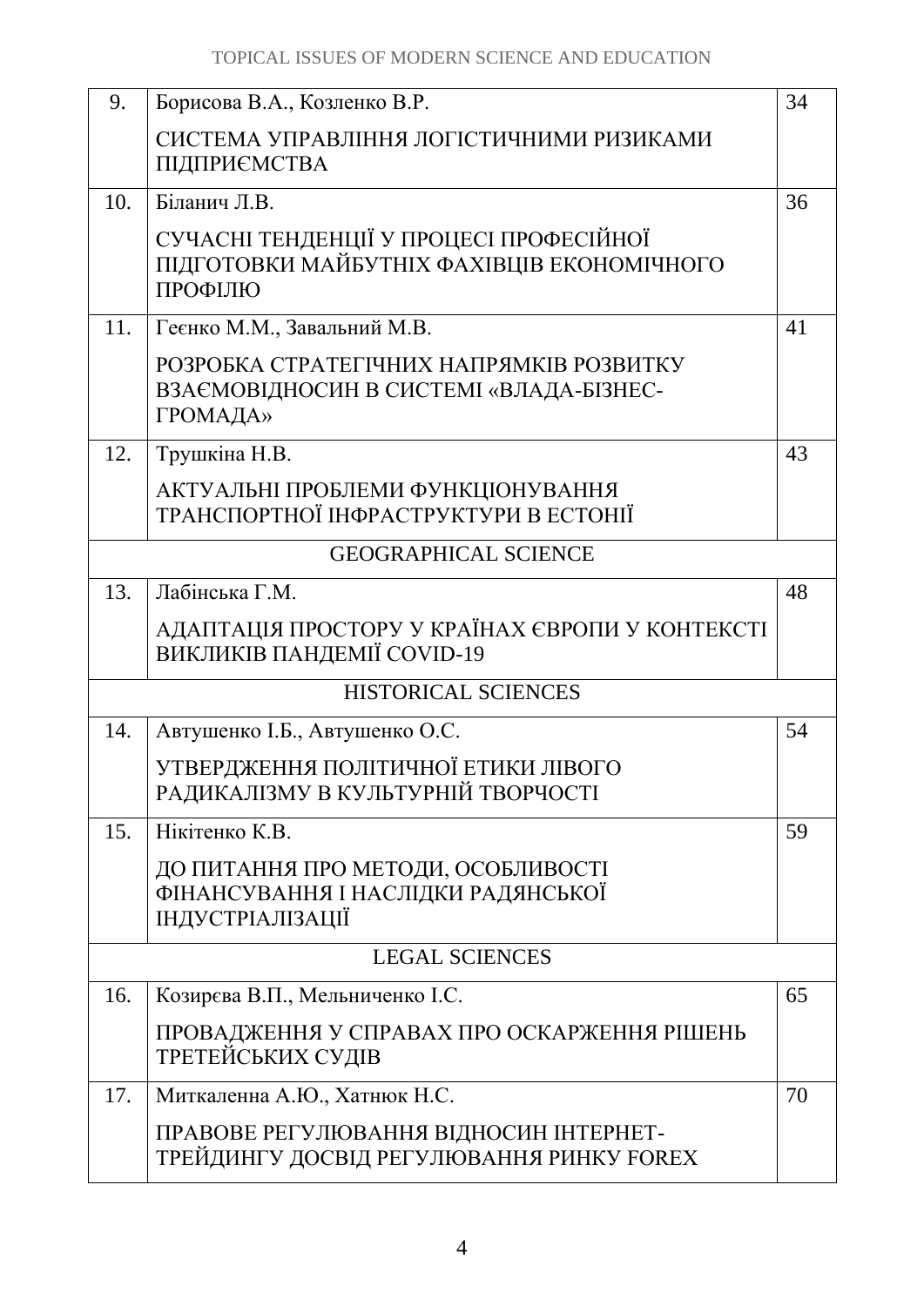| | | |
|---|---|---|
| 9. | Борисова В.А., Козленко В.Р.<br><br>СИСТЕМА УПРАВЛІННЯ ЛОГІСТИЧНИМИ РИЗИКАМИ ПІДПРИЄМСТВА | 34 |
| 10. | Біланич Л.В.<br><br>СУЧАСНІ ТЕНДЕНЦІЇ У ПРОЦЕСІ ПРОФЕСІЙНОЇ ПІДГОТОВКИ МАЙБУТНІХ ФАХІВЦІВ ЕКОНОМІЧНОГО ПРОФІЛЮ | 36 |
| 11. | Геєнко М.М., Завальний М.В.<br><br>РОЗРОБКА СТРАТЕГІЧНИХ НАПРЯМКІВ РОЗВИТКУ ВЗАЄМОВІДНОСИН В СИСТЕМІ «ВЛАДА-БІЗНЕС-ГРОМАДА» | 41 |
| 12. | Трушкіна Н.В.<br><br>АКТУАЛЬНІ ПРОБЛЕМИ ФУНКЦІОНУВАННЯ ТРАНСПОРТНОЇ ІНФРАСТРУКТУРИ В ЕСТОНІЇ | 43 |
| | GEOGRAPHICAL SCIENCE | |
| 13. | Лабінська Г.М.<br><br>АДАПТАЦІЯ ПРОСТОРУ У КРАЇНАХ ЄВРОПИ У КОНТЕКСТІ ВИКЛИКІВ ПАНДЕМІЇ COVID-19 | 48 |
| | HISTORICAL SCIENCES | |
| 14. | Автушенко І.Б., Автушенко О.С.<br><br>УТВЕРДЖЕННЯ ПОЛІТИЧНОЇ ЕТИКИ ЛІВОГО РАДИКАЛІЗМУ В КУЛЬТУРНІЙ ТВОРЧОСТІ | 54 |
| 15. | Нікітенко К.В.<br><br>ДО ПИТАННЯ ПРО МЕТОДИ, ОСОБЛИВОСТІ ФІНАНСУВАННЯ І НАСЛІДКИ РАДЯНСЬКОЇ ІНДУСТРІАЛІЗАЦІЇ | 59 |
| | LEGAL SCIENCES | |
| 16. | Козирєва В.П., Мельниченко І.С.<br><br>ПРОВАДЖЕННЯ У СПРАВАХ ПРО ОСКАРЖЕННЯ РІШЕНЬ ТРЕТЕЙСЬКИХ СУДІВ | 65 |
| 17. | Миткаленна А.Ю., Хатнюк Н.С.<br><br>ПРАВОВЕ РЕГУЛЮВАННЯ ВІДНОСИН ІНТЕРНЕТ-ТРЕЙДИНГУ ДОСВІД РЕГУЛЮВАННЯ РИНКУ FOREX | 70 |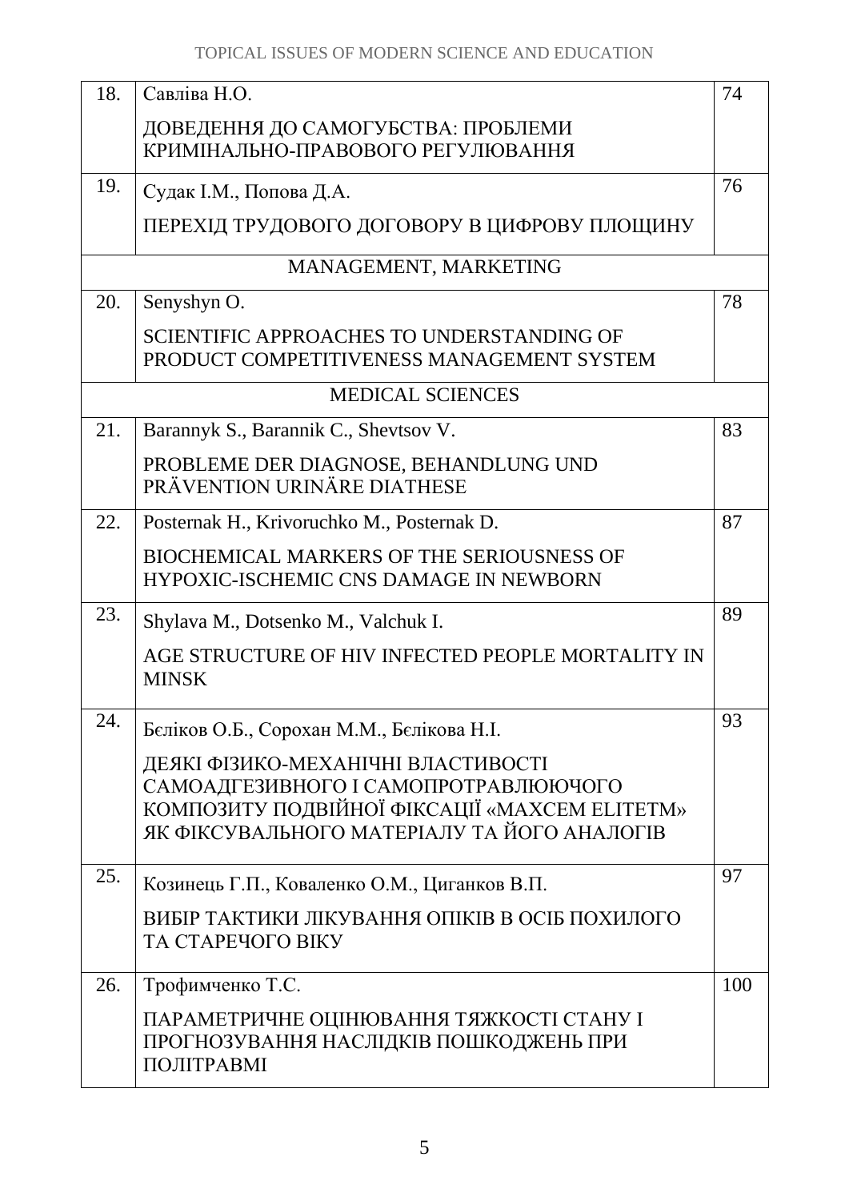| | | |
|---|---|---|
| 18. | Савліва Н.О.<br><br>ДОВЕДЕННЯ ДО САМОГУБСТВА: ПРОБЛЕМИ КРИМІНАЛЬНО-ПРАВОВОГО РЕГУЛЮВАННЯ | 74 |
| 19. | Судак І.М., Попова Д.А.<br><br>ПЕРЕХІД ТРУДОВОГО ДОГОВОРУ В ЦИФРОВУ ПЛОЩИНУ | 76 |
| | MANAGEMENT, MARKETING | |
| 20. | Senyshyn O.<br><br>SCIENTIFIC APPROACHES TO UNDERSTANDING OF PRODUCT COMPETITIVENESS MANAGEMENT SYSTEM | 78 |
| | MEDICAL SCIENCES | |
| 21. | Barannyk S., Barannik C., Shevtsov V.<br><br>PROBLEME DER DIAGNOSE, BEHANDLUNG UND PRÄVENTION URINÄRE DIATHESE | 83 |
| 22. | Posternak H., Krivoruchko M., Posternak D.<br><br>BIOCHEMICAL MARKERS OF THE SERIOUSNESS OF HYPOXIC-ISCHEMIC CNS DAMAGE IN NEWBORN | 87 |
| 23. | Shylava M., Dotsenko M., Valchuk I.<br><br>AGE STRUCTURE OF HIV INFECTED PEOPLE MORTALITY IN MINSK | 89 |
| 24. | Бєліков О.Б., Сорохан М.М., Бєлікова Н.І.<br><br>ДЕЯКІ ФІЗИКО-МЕХАНІЧНІ ВЛАСТИВОСТІ САМОАДГЕЗИВНОГО І САМОПРОТРАВЛЮЮЧОГО КОМПОЗИТУ ПОДВІЙНОЇ ФІКСАЦІЇ «MAXCEM ELITETM» ЯК ФІКСУВАЛЬНОГО МАТЕРІАЛУ ТА ЙОГО АНАЛОГІВ | 93 |
| 25. | Козинець Г.П., Коваленко О.М., Циганков В.П.<br><br>ВИБІР ТАКТИКИ ЛІКУВАННЯ ОПІКІВ В ОСІБ ПОХИЛОГО ТА СТАРЕЧОГО ВІКУ | 97 |
| 26. | Трофимченко Т.С.<br><br>ПАРАМЕТРИЧНЕ ОЦІНЮВАННЯ ТЯЖКОСТІ СТАНУ І ПРОГНОЗУВАННЯ НАСЛІДКІВ ПОШКОДЖЕНЬ ПРИ ПОЛІТРАВМІ | 100 |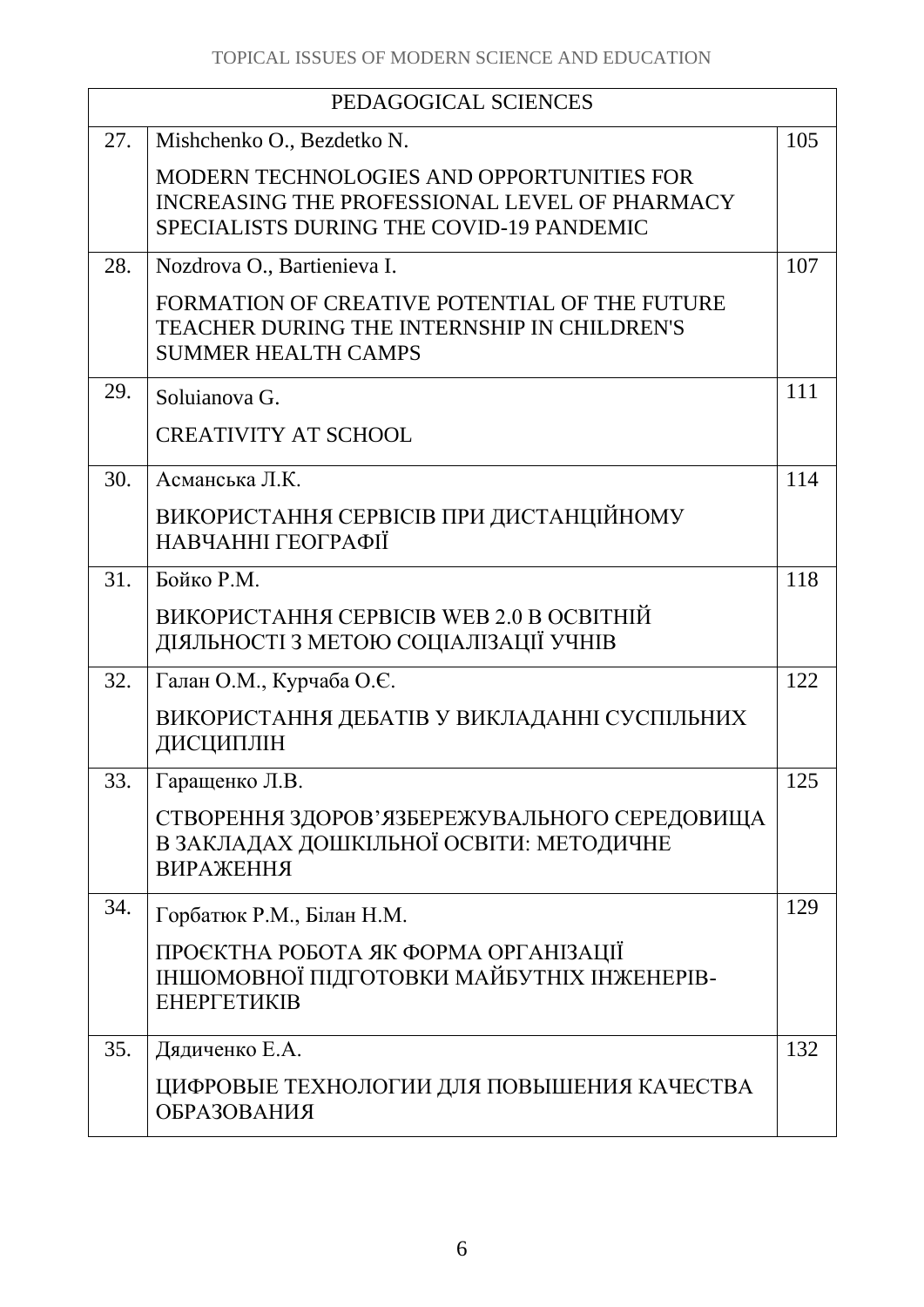| PEDAGOGICAL SCIENCES | | |
|---|---|---|
| 27. | Mishchenko O., Bezdetko N.<br><br>MODERN TECHNOLOGIES AND OPPORTUNITIES FOR INCREASING THE PROFESSIONAL LEVEL OF PHARMACY SPECIALISTS DURING THE COVID-19 PANDEMIC | 105 |
| 28. | Nozdrova O., Bartienieva I.<br><br>FORMATION OF CREATIVE POTENTIAL OF THE FUTURE TEACHER DURING THE INTERNSHIP IN CHILDREN'S SUMMER HEALTH CAMPS | 107 |
| 29. | Soluianova G.<br><br>CREATIVITY AT SCHOOL | 111 |
| 30. | Асманська Л.К.<br><br>ВИКОРИСТАННЯ СЕРВІСІВ ПРИ ДИСТАНЦІЙНОМУ НАВЧАННІ ГЕОГРАФІЇ | 114 |
| 31. | Бойко Р.М.<br><br>ВИКОРИСТАННЯ СЕРВІСІВ WEB 2.0 В ОСВІТНІЙ ДІЯЛЬНОСТІ З МЕТОЮ СОЦІАЛІЗАЦІЇ УЧНІВ | 118 |
| 32. | Галан О.М., Курчаба О.Є.<br><br>ВИКОРИСТАННЯ ДЕБАТІВ У ВИКЛАДАННІ СУСПІЛЬНИХ ДИСЦИПЛІН | 122 |
| 33. | Гаращенко Л.В.<br><br>СТВОРЕННЯ ЗДОРОВ'ЯЗБЕРЕЖУВАЛЬНОГО СЕРЕДОВИЩА В ЗАКЛАДАХ ДОШКІЛЬНОЇ ОСВІТИ: МЕТОДИЧНЕ ВИРАЖЕННЯ | 125 |
| 34. | Горбатюк Р.М., Білан Н.М.<br><br>ПРОЄКТНА РОБОТА ЯК ФОРМА ОРГАНІЗАЦІЇ ІНШОМОВНОЇ ПІДГОТОВКИ МАЙБУТНІХ ІНЖЕНЕРІВ-ЕНЕРГЕТИКІВ | 129 |
| 35. | Дядиченко Е.А.<br><br>ЦИФРОВЫЕ ТЕХНОЛОГИИ ДЛЯ ПОВЫШЕНИЯ КАЧЕСТВА ОБРАЗОВАНИЯ | 132 |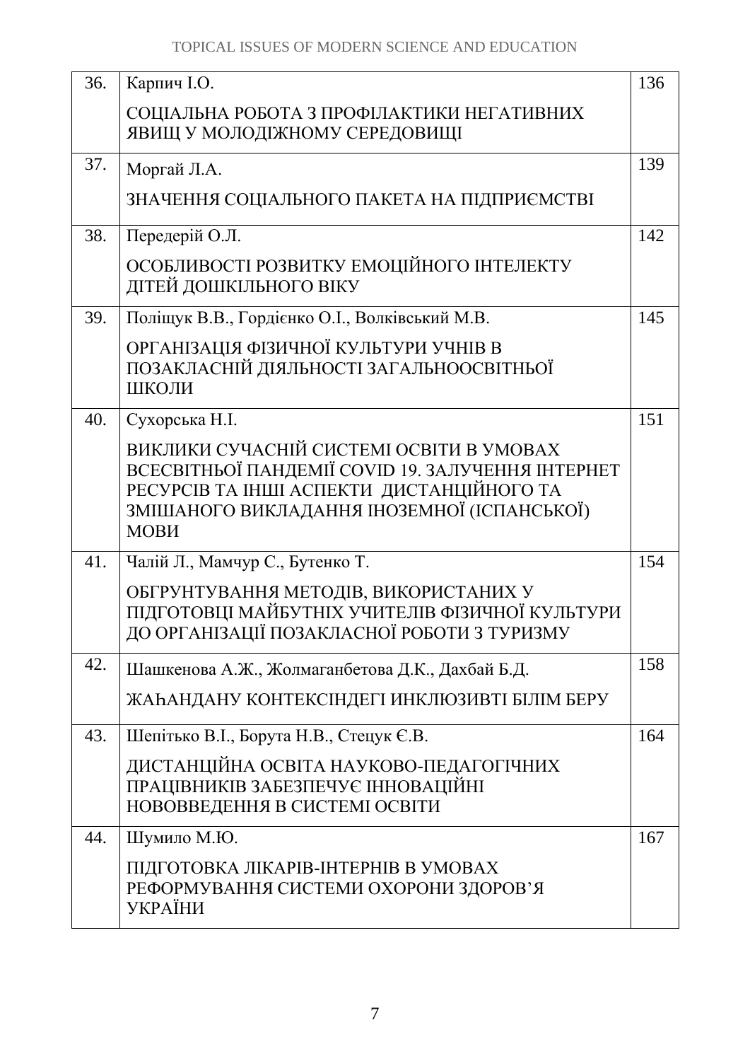| 36. | Карпич І.О.<br><br>СОЦІАЛЬНА РОБОТА З ПРОФІЛАКТИКИ НЕГАТИВНИХ ЯВИЩ У МОЛОДІЖНОМУ СЕРЕДОВИЩІ | 136 |
|---|---|---|
| 37. | Моргай Л.А.<br><br>ЗНАЧЕННЯ СОЦІАЛЬНОГО ПАКЕТА НА ПІДПРИЄМСТВІ | 139 |
| 38. | Передерій О.Л.<br><br>ОСОБЛИВОСТІ РОЗВИТКУ ЕМОЦІЙНОГО ІНТЕЛЕКТУ ДІТЕЙ ДОШКІЛЬНОГО ВІКУ | 142 |
| 39. | Поліщук В.В., Гордієнко О.І., Волківський М.В.<br><br>ОРГАНІЗАЦІЯ ФІЗИЧНОЇ КУЛЬТУРИ УЧНІВ В ПОЗАКЛАСНІЙ ДІЯЛЬНОСТІ ЗАГАЛЬНООСВІТНЬОЇ ШКОЛИ | 145 |
| 40. | Сухорська Н.І.<br><br>ВИКЛИКИ СУЧАСНІЙ СИСТЕМІ ОСВІТИ В УМОВАХ ВСЕСВІТНЬОЇ ПАНДЕМІЇ COVID 19. ЗАЛУЧЕННЯ ІНТЕРНЕТ РЕСУРСІВ ТА ІНШІ АСПЕКТИ ДИСТАНЦІЙНОГО ТА ЗМІШАНОГО ВИКЛАДАННЯ ІНОЗЕМНОЇ (ІСПАНСЬКОЇ) МОВИ | 151 |
| 41. | Чалій Л., Мамчур С., Бутенко Т.<br><br>ОБГРУНТУВАННЯ МЕТОДІВ, ВИКОРИСТАНИХ У ПІДГОТОВЦІ МАЙБУТНІХ УЧИТЕЛІВ ФІЗИЧНОЇ КУЛЬТУРИ ДО ОРГАНІЗАЦІЇ ПОЗАКЛАСНОЇ РОБОТИ З ТУРИЗМУ | 154 |
| 42. | Шашкенова А.Ж., Жолмаганбетова Д.К., Дахбай Б.Д.<br><br>ЖАҺАНДАНУ КОНТЕКСІНДЕГІ ИНКЛЮЗИВТІ БІЛІМ БЕРУ | 158 |
| 43. | Шепітько В.І., Борута Н.В., Стецук Є.В.<br><br>ДИСТАНЦІЙНА ОСВІТА НАУКОВО-ПЕДАГОГІЧНИХ ПРАЦІВНИКІВ ЗАБЕЗПЕЧУЄ ІННОВАЦІЙНІ НОВОВВЕДЕННЯ В СИСТЕМІ ОСВІТИ | 164 |
| 44. | Шумило М.Ю.<br><br>ПІДГОТОВКА ЛІКАРІВ-ІНТЕРНІВ В УМОВАХ РЕФОРМУВАННЯ СИСТЕМИ ОХОРОНИ ЗДОРОВ'Я УКРАЇНИ | 167 |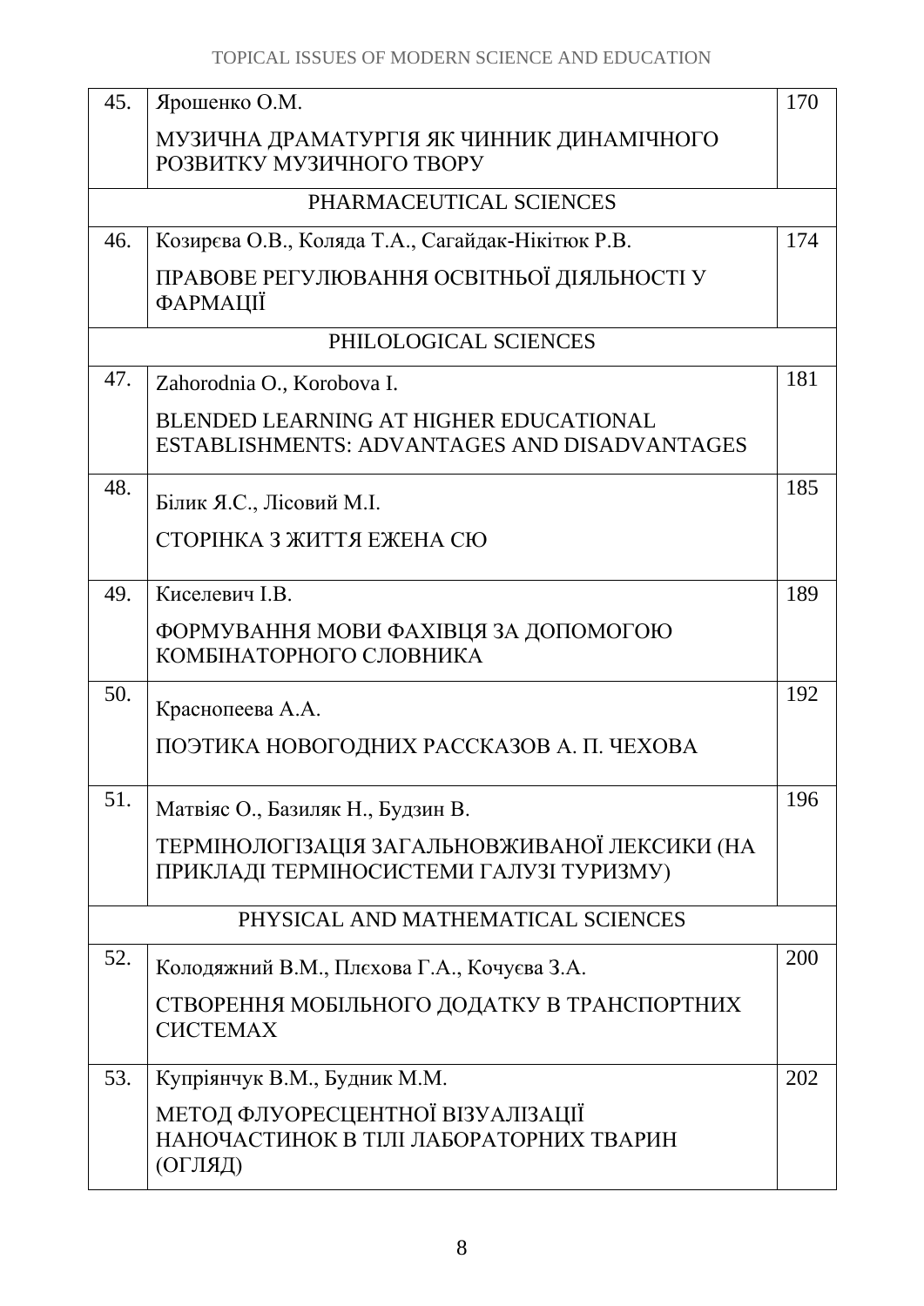| | | |
|---|---|---|
| 45. | Ярошенко О.М.<br><br>МУЗИЧНА ДРАМАТУРГІЯ ЯК ЧИННИК ДИНАМІЧНОГО РОЗВИТКУ МУЗИЧНОГО ТВОРУ | 170 |
| | PHARMACEUTICAL SCIENCES | |
| 46. | Козирєва О.В., Коляда Т.А., Сагайдак-Нікітюк Р.В.<br><br>ПРАВОВЕ РЕГУЛЮВАННЯ ОСВІТНЬОЇ ДІЯЛЬНОСТІ У ФАРМАЦІЇ | 174 |
| | PHILOLOGICAL SCIENCES | |
| 47. | Zahorodnia O., Korobova I.<br><br>BLENDED LEARNING AT HIGHER EDUCATIONAL ESTABLISHMENTS: ADVANTAGES AND DISADVANTAGES | 181 |
| 48. | Білик Я.С., Лісовий М.І.<br><br>СТОРІНКА З ЖИТТЯ ЕЖЕНА СЮ | 185 |
| 49. | Киселевич І.В.<br><br>ФОРМУВАННЯ МОВИ ФАХІВЦЯ ЗА ДОПОМОГОЮ КОМБІНАТОРНОГО СЛОВНИКА | 189 |
| 50. | Краснопеева А.А.<br><br>ПОЭТИКА НОВОГОДНИХ РАССКАЗОВ А. П. ЧЕХОВА | 192 |
| 51. | Матвіяс О., Базиляк Н., Будзин В.<br><br>ТЕРМІНОЛОГІЗАЦІЯ ЗАГАЛЬНОВЖИВАНОЇ ЛЕКСИКИ (НА ПРИКЛАДІ ТЕРМІНОСИСТЕМИ ГАЛУЗІ ТУРИЗМУ) | 196 |
| | PHYSICAL AND MATHEMATICAL SCIENCES | |
| 52. | Колодяжний В.М., Плєхова Г.А., Кочуєва З.А.<br><br>СТВОРЕННЯ МОБІЛЬНОГО ДОДАТКУ В ТРАНСПОРТНИХ СИСТЕМАХ | 200 |
| 53. | Купріянчук В.М., Будник М.М.<br><br>МЕТОД ФЛУОРЕСЦЕНТНОЇ ВІЗУАЛІЗАЦІЇ НАНОЧАСТИНОК В ТІЛІ ЛАБОРАТОРНИХ ТВАРИН (ОГЛЯД) | 202 |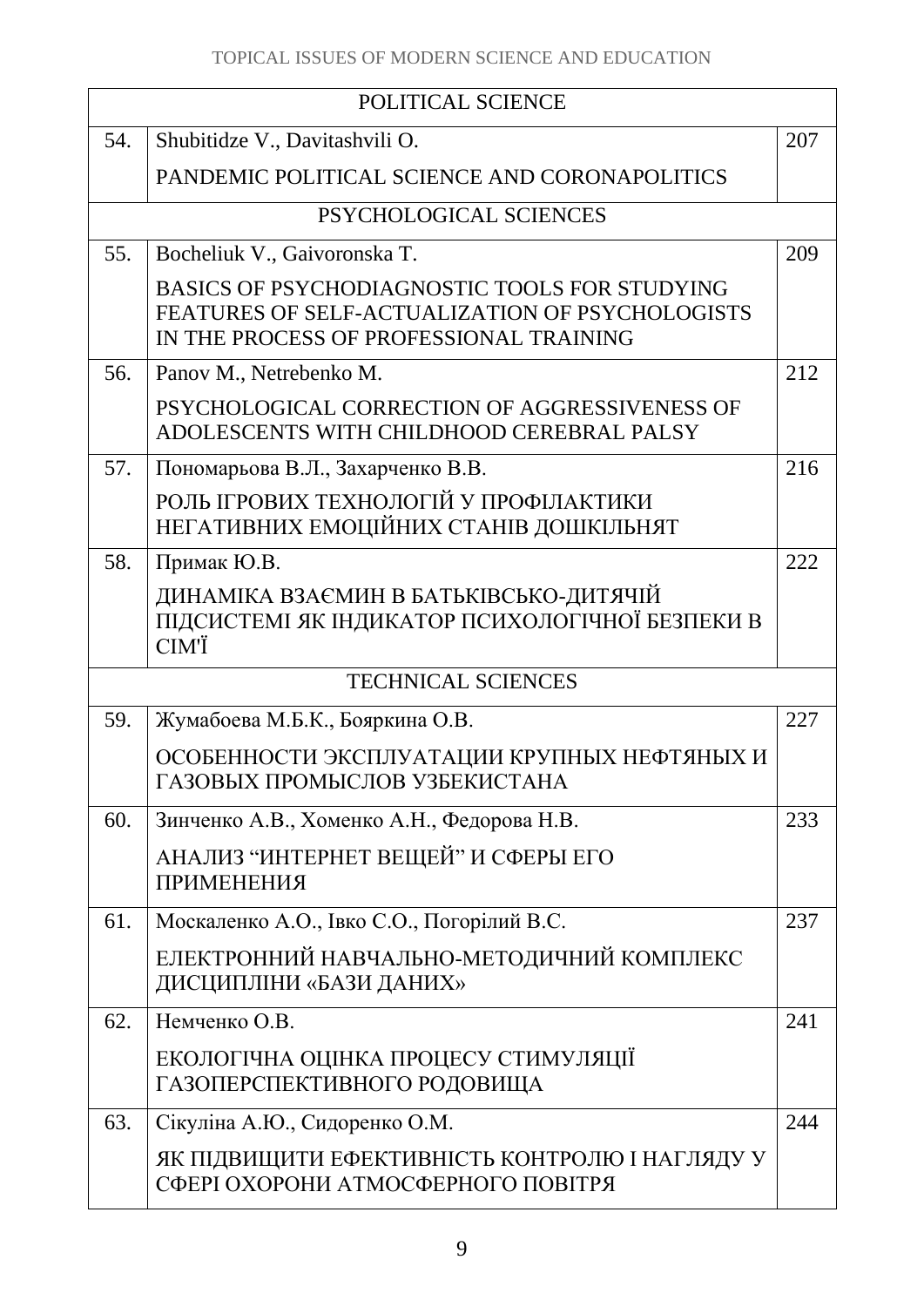| POLITICAL SCIENCE | | |
|---|---|---|
| 54. | Shubitidze V., Davitashvili O.<br>PANDEMIC POLITICAL SCIENCE AND CORONAPOLITICS | 207 |
| PSYCHOLOGICAL SCIENCES | | |
| 55. | Bocheliuk V., Gaivoronska T.<br>BASICS OF PSYCHODIAGNOSTIC TOOLS FOR STUDYING FEATURES OF SELF-ACTUALIZATION OF PSYCHOLOGISTS IN THE PROCESS OF PROFESSIONAL TRAINING | 209 |
| 56. | Panov M., Netrebenko M.<br>PSYCHOLOGICAL CORRECTION OF AGGRESSIVENESS OF ADOLESCENTS WITH CHILDHOOD CEREBRAL PALSY | 212 |
| 57. | Пономарьова В.Л., Захарченко В.В.<br>РОЛЬ ІГРОВИХ ТЕХНОЛОГІЙ У ПРОФІЛАКТИКИ НЕГАТИВНИХ ЕМОЦІЙНИХ СТАНІВ ДОШКІЛЬНЯТ | 216 |
| 58. | Примак Ю.В.<br>ДИНАМІКА ВЗАЄМИН В БАТЬКІВСЬКО-ДИТЯЧІЙ ПІДСИСТЕМІ ЯК ІНДИКАТОР ПСИХОЛОГІЧНОЇ БЕЗПЕКИ В СІМ'Ї | 222 |
| TECHNICAL SCIENCES | | |
| 59. | Жумабоева М.Б.К., Бояркина О.В.<br>ОСОБЕННОСТИ ЭКСПЛУАТАЦИИ КРУПНЫХ НЕФТЯНЫХ И ГАЗОВЫХ ПРОМЫСЛОВ УЗБЕКИСТАНА | 227 |
| 60. | Зинченко А.В., Хоменко А.Н., Федорова Н.В.<br>АНАЛИЗ "ИНТЕРНЕТ ВЕЩЕЙ" И СФЕРЫ ЕГО ПРИМЕНЕНИЯ | 233 |
| 61. | Москаленко А.О., Івко С.О., Погорілий В.С.<br>ЕЛЕКТРОННИЙ НАВЧАЛЬНО-МЕТОДИЧНИЙ КОМПЛЕКС ДИСЦИПЛІНИ «БАЗИ ДАНИХ» | 237 |
| 62. | Немченко О.В.<br>ЕКОЛОГІЧНА ОЦІНКА ПРОЦЕСУ СТИМУЛЯЦІЇ ГАЗОПЕРСПЕКТИВНОГО РОДОВИЩА | 241 |
| 63. | Сікуліна А.Ю., Сидоренко О.М.<br>ЯК ПІДВИЩИТИ ЕФЕКТИВНІСТЬ КОНТРОЛЮ І НАГЛЯДУ У СФЕРІ ОХОРОНИ АТМОСФЕРНОГО ПОВІТРЯ | 244 |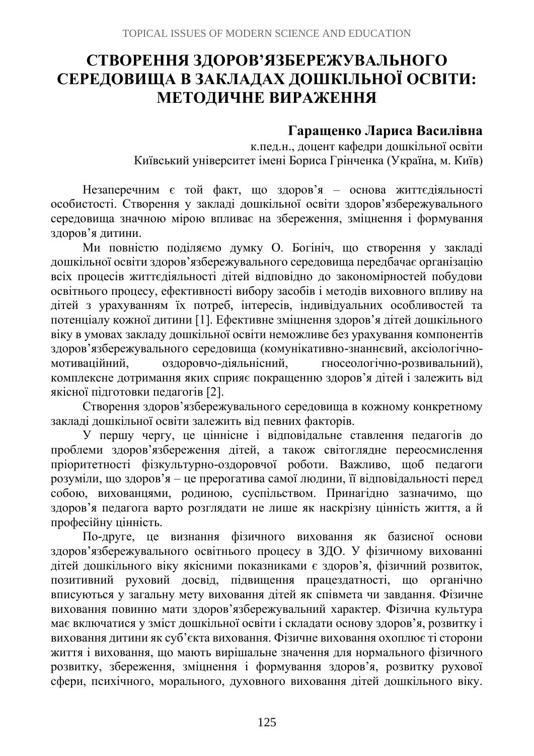# СТВОРЕННЯ ЗДОРОВ'ЯЗБЕРЕЖУВАЛЬНОГО СЕРЕДОВИЩА В ЗАКЛАДАХ ДОШКІЛЬНОЇ ОСВІТИ: МЕТОДИЧНЕ ВИРАЖЕННЯ

**Гаращенко Лариса Василівна**
к.пед.н., доцент кафедри дошкільної освіти
Київський університет імені Бориса Грінченка (Україна, м. Київ)

Незаперечним є той факт, що здоров'я – основа життєдіяльності особистості. Створення у закладі дошкільної освіти здоров'язбережувального середовища значною мірою впливає на збереження, зміцнення і формування здоров'я дитини.

Ми повністю поділяємо думку О. Богініч, що створення у закладі дошкільної освіти здоров'язбережувального середовища передбачає організацію всіх процесів життєдіяльності дітей відповідно до закономірностей побудови освітнього процесу, ефективності вибору засобів і методів виховного впливу на дітей з урахуванням їх потреб, інтересів, індивідуальних особливостей та потенціалу кожної дитини [1]. Ефективне зміцнення здоров'я дітей дошкільного віку в умовах закладу дошкільної освіти неможливе без урахування компонентів здоров'язбережувального середовища (комунікативно-знаннєвий, аксіологічно-мотиваційний, оздоровчо-діяльнісний, гносеологічно-розвивальний), комплексне дотримання яких сприяє покращенню здоров'я дітей і залежить від якісної підготовки педагогів [2].

Створення здоров'язбережувального середовища в кожному конкретному закладі дошкільної освіти залежить від певних факторів.

У першу чергу, це ціннісне і відповідальне ставлення педагогів до проблеми здоров'язбереження дітей, а також світоглядне переосмислення пріоритетності фізкультурно-оздоровчої роботи. Важливо, щоб педагоги розуміли, що здоров'я – це прерогатива самої людини, її відповідальності перед собою, вихованцями, родиною, суспільством. Принагідно зазначимо, що здоров'я педагога варто розглядати не лише як наскрізну цінність життя, а й професійну цінність.

По-друге, це визнання фізичного виховання як базисної основи здоров'язбережувального освітнього процесу в ЗДО. У фізичному вихованні дітей дошкільного віку якісними показниками є здоров'я, фізичний розвиток, позитивний руховий досвід, підвищення працездатності, що органічно вписуються у загальну мету виховання дітей як співмета чи завдання. Фізичне виховання повинно мати здоров'язбережувальний характер. Фізична культура має включатися у зміст дошкільної освіти і складати основу здоров'я, розвитку і виховання дитини як суб'єкта виховання. Фізичне виховання охоплює ті сторони життя і виховання, що мають вирішальне значення для нормального фізичного розвитку, збереження, зміцнення і формування здоров'я, розвитку рухової сфери, психічного, морального, духовного виховання дітей дошкільного віку.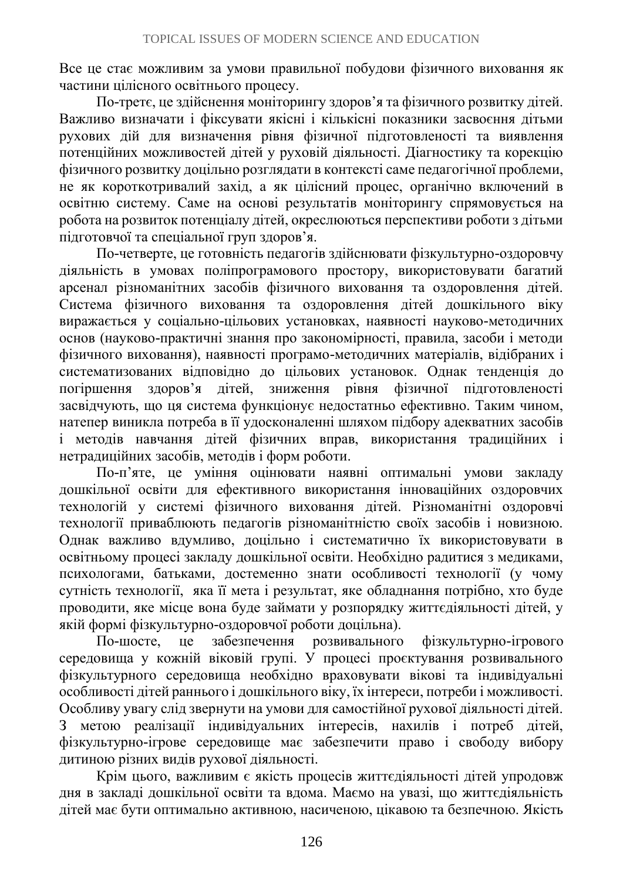Все це стає можливим за умови правильної побудови фізичного виховання як частини цілісного освітнього процесу.

По-третє, це здійснення моніторингу здоров'я та фізичного розвитку дітей. Важливо визначати і фіксувати якісні і кількісні показники засвоєння дітьми рухових дій для визначення рівня фізичної підготовленості та виявлення потенційних можливостей дітей у руховій діяльності. Діагностику та корекцію фізичного розвитку доцільно розглядати в контексті саме педагогічної проблеми, не як короткотривалий захід, а як цілісний процес, органічно включений в освітню систему. Саме на основі результатів моніторингу спрямовується на робота на розвиток потенціалу дітей, окреслюються перспективи роботи з дітьми підготовчої та спеціальної груп здоров'я.

По-четверте, це готовність педагогів здійснювати фізкультурно-оздоровчу діяльність в умовах поліпрограмового простору, використовувати багатий арсенал різноманітних засобів фізичного виховання та оздоровлення дітей. Система фізичного виховання та оздоровлення дітей дошкільного віку виражається у соціально-цільових установках, наявності науково-методичних основ (науково-практичні знання про закономірності, правила, засоби і методи фізичного виховання), наявності програмо-методичних матеріалів, відібраних і систематизованих відповідно до цільових установок. Однак тенденція до погіршення здоров'я дітей, зниження рівня фізичної підготовленості засвідчують, що ця система функціонує недостатньо ефективно. Таким чином, натепер виникла потреба в її удосконаленні шляхом підбору адекватних засобів і методів навчання дітей фізичних вправ, використання традиційних і нетрадиційних засобів, методів і форм роботи.

По-п'яте, це уміння оцінювати наявні оптимальні умови закладу дошкільної освіти для ефективного використання інноваційних оздоровчих технологій у системі фізичного виховання дітей. Різноманітні оздоровчі технології приваблюють педагогів різноманітністю своїх засобів і новизною. Однак важливо вдумливо, доцільно і систематично їх використовувати в освітньому процесі закладу дошкільної освіти. Необхідно радитися з медиками, психологами, батьками, достеменно знати особливості технології (у чому сутність технології, яка її мета і результат, яке обладнання потрібно, хто буде проводити, яке місце вона буде займати у розпорядку життєдіяльності дітей, у якій формі фізкультурно-оздоровчої роботи доцільна).

По-шосте, це забезпечення розвивального фізкультурно-ігрового середовища у кожній віковій групі. У процесі проєктування розвивального фізкультурного середовища необхідно враховувати вікові та індивідуальні особливості дітей раннього і дошкільного віку, їх інтереси, потреби і можливості. Особливу увагу слід звернути на умови для самостійної рухової діяльності дітей. З метою реалізації індивідуальних інтересів, нахилів і потреб дітей, фізкультурно-ігрове середовище має забезпечити право і свободу вибору дитиною різних видів рухової діяльності.

Крім цього, важливим є якість процесів життєдіяльності дітей упродовж дня в закладі дошкільної освіти та вдома. Маємо на увазі, що життєдіяльність дітей має бути оптимально активною, насиченою, цікавою та безпечною. Якість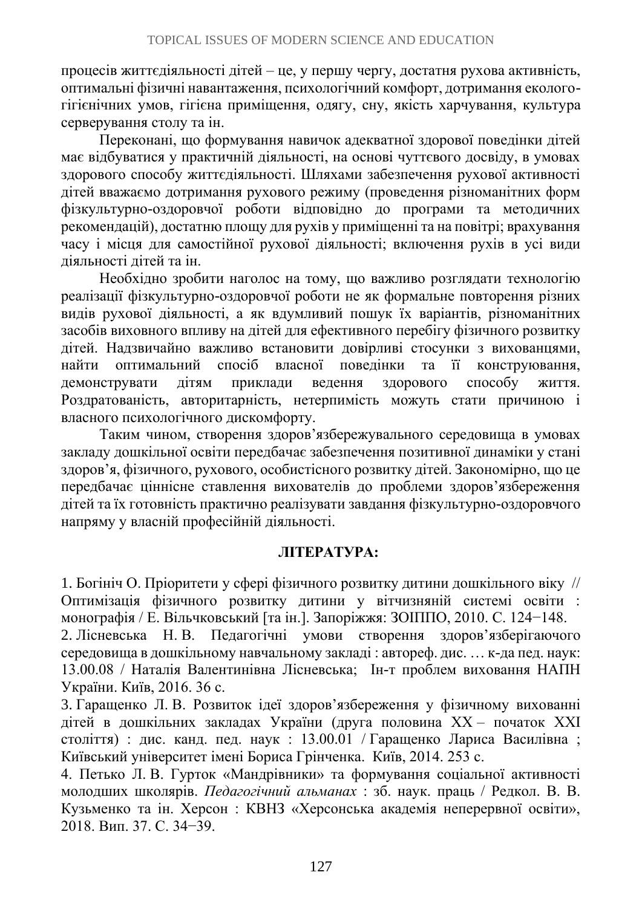процесів життєдіяльності дітей – це, у першу чергу, достатня рухова активність, оптимальні фізичні навантаження, психологічний комфорт, дотримання еколого-гігієнічних умов, гігієна приміщення, одягу, сну, якість харчування, культура серверування столу та ін.

Переконані, що формування навичок адекватної здорової поведінки дітей має відбуватися у практичній діяльності, на основі чуттєвого досвіду, в умовах здорового способу життєдіяльності. Шляхами забезпечення рухової активності дітей вважаємо дотримання рухового режиму (проведення різноманітних форм фізкультурно-оздоровчої роботи відповідно до програми та методичних рекомендацій), достатню площу для рухів у приміщенні та на повітрі; врахування часу і місця для самостійної рухової діяльності; включення рухів в усі види діяльності дітей та ін.

Необхідно зробити наголос на тому, що важливо розглядати технологію реалізації фізкультурно-оздоровчої роботи не як формальне повторення різних видів рухової діяльності, а як вдумливий пошук їх варіантів, різноманітних засобів виховного впливу на дітей для ефективного перебігу фізичного розвитку дітей. Надзвичайно важливо встановити довірливі стосунки з вихованцями, найти оптимальний спосіб власної поведінки та її конструювання, демонструвати дітям приклади ведення здорового способу життя. Роздратованість, авторитарність, нетерпимість можуть стати причиною і власного психологічного дискомфорту.

Таким чином, створення здоров'язбережувального середовища в умовах закладу дошкільної освіти передбачає забезпечення позитивної динаміки у стані здоров'я, фізичного, рухового, особистісного розвитку дітей. Закономірно, що це передбачає ціннісне ставлення вихователів до проблеми здоров'язбереження дітей та їх готовність практично реалізувати завдання фізкультурно-оздоровчого напряму у власній професійній діяльності.

## ЛІТЕРАТУРА:

1. Богініч О. Пріоритети у сфері фізичного розвитку дитини дошкільного віку // Оптимізація фізичного розвитку дитини у вітчизняній системі освіти : монографія / Е. Вільчковський [та ін.]. Запоріжжя: ЗОІППО, 2010. С. 124−148.
2. Лісневська Н. В. Педагогічні умови створення здоров'язберігаючого середовища в дошкільному навчальному закладі : автореф. дис. … к-да пед. наук: 13.00.08 / Наталія Валентинівна Лісневська; Ін-т проблем виховання НАПН України. Київ, 2016. 36 с.
3. Гаращенко Л. В. Розвиток ідеї здоров'язбереження у фізичному вихованні дітей в дошкільних закладах України (друга половина ХХ – початок XXI століття) : дис. канд. пед. наук : 13.00.01 / Гаращенко Лариса Василівна ; Київський університет імені Бориса Грінченка. Київ, 2014. 253 с.
4. Петько Л. В. Гурток «Мандрівники» та формування соціальної активності молодших школярів. *Педагогічний альманах* : зб. наук. праць / Редкол. В. В. Кузьменко та ін. Херсон : КВНЗ «Херсонська академія неперервної освіти», 2018. Вип. 37. С. 34−39.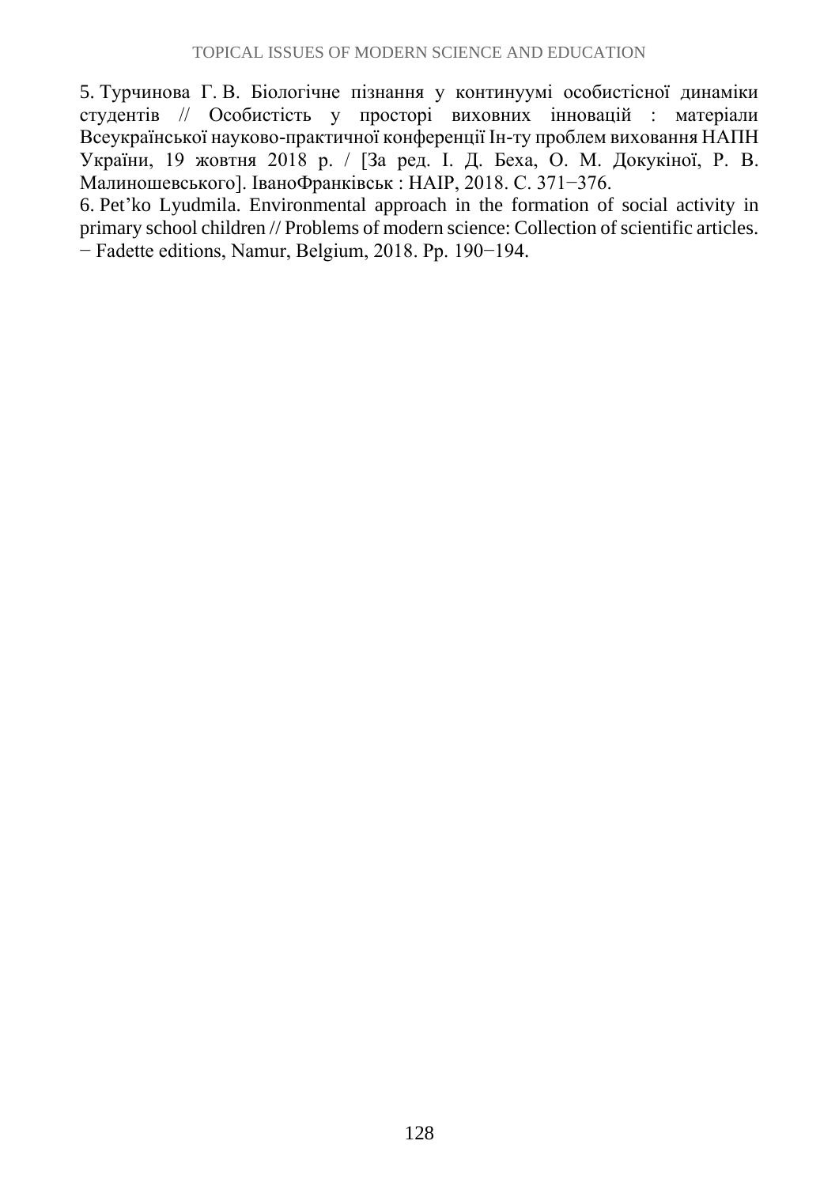5. Турчинова Г. В. Біологічне пізнання у континуумі особистісної динаміки студентів // Особистість у просторі виховних інновацій : матеріали Всеукраїнської науково-практичної конференції Ін-ту проблем виховання НАПН України, 19 жовтня 2018 р. / [За ред. І. Д. Беха, О. М. Докукіної, Р. В. Малиношевського]. ІваноФранківськ : НАІР, 2018. С. 371−376.

6. Pet'ko Lyudmila. Environmental approach in the formation of social activity in primary school children // Problems of modern science: Collection of scientific articles. − Fadette editions, Namur, Belgium, 2018. Pp. 190−194.